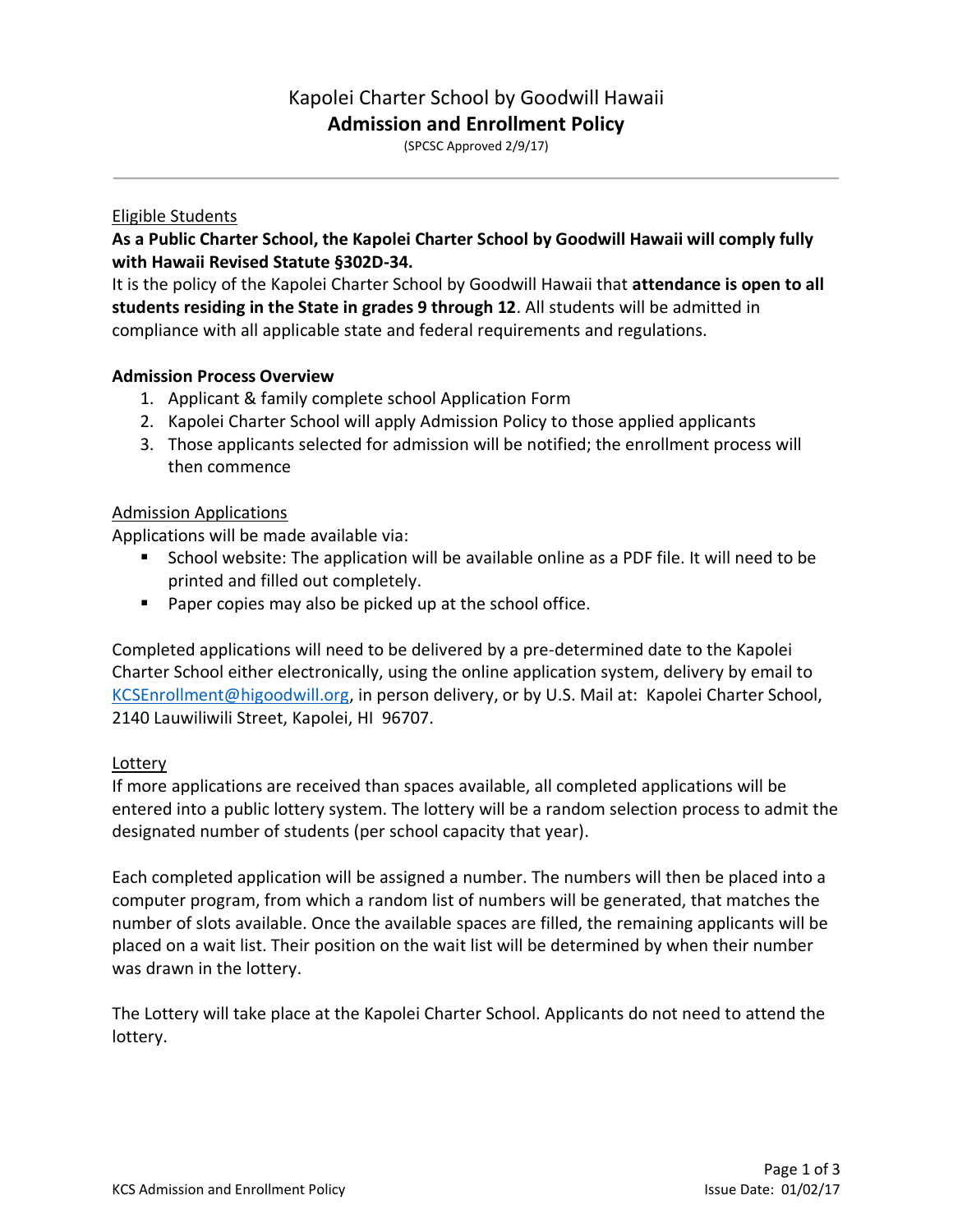# Kapolei Charter School by Goodwill Hawaii

## Admission and Enrollment Policy

(SPCSC Approved 2/9/17)

---

### Eligible Students

**As a Public Charter School, the Kapolei Charter School by Goodwill Hawaii will comply fully with Hawaii Revised Statute §302D-34.**

It is the policy of the Kapolei Charter School by Goodwill Hawaii that **attendance is open to all students residing in the State in grades 9 through 12**. All students will be admitted in compliance with all applicable state and federal requirements and regulations.

### Admission Process Overview

1. Applicant & family complete school Application Form
2. Kapolei Charter School will apply Admission Policy to those applied applicants
3. Those applicants selected for admission will be notified; the enrollment process will then commence

### Admission Applications

Applications will be made available via:

- School website: The application will be available online as a PDF file. It will need to be printed and filled out completely.
- Paper copies may also be picked up at the school office.

Completed applications will need to be delivered by a pre-determined date to the Kapolei Charter School either electronically, using the online application system, delivery by email to KCSEnrollment@higoodwill.org, in person delivery, or by U.S. Mail at: Kapolei Charter School, 2140 Lauwiliwili Street, Kapolei, HI 96707.

### Lottery

If more applications are received than spaces available, all completed applications will be entered into a public lottery system. The lottery will be a random selection process to admit the designated number of students (per school capacity that year).

Each completed application will be assigned a number. The numbers will then be placed into a computer program, from which a random list of numbers will be generated, that matches the number of slots available. Once the available spaces are filled, the remaining applicants will be placed on a wait list. Their position on the wait list will be determined by when their number was drawn in the lottery.

The Lottery will take place at the Kapolei Charter School. Applicants do not need to attend the lottery.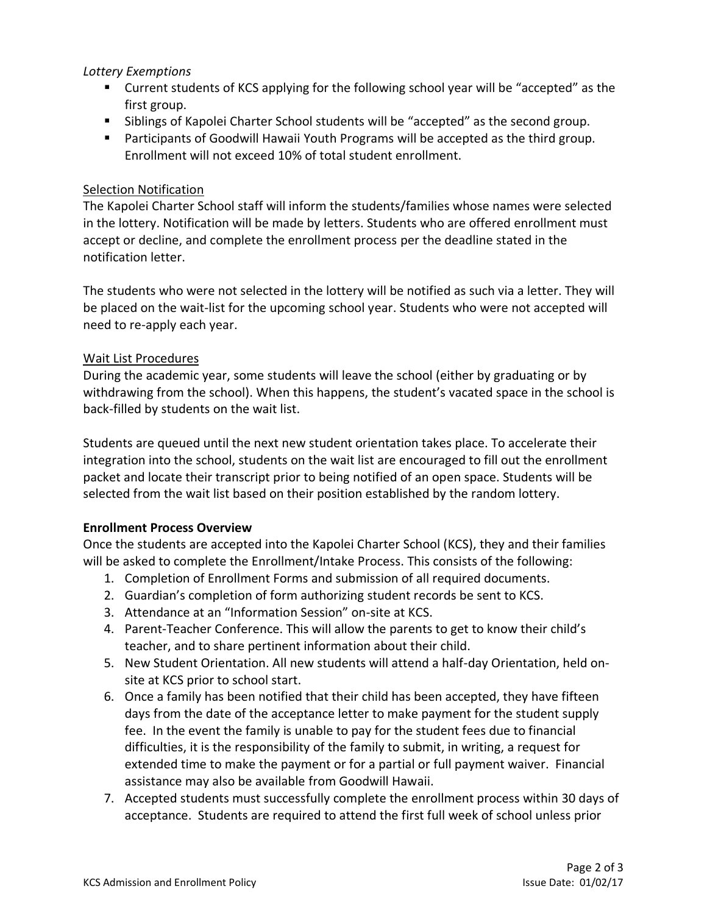*Lottery Exemptions*

- Current students of KCS applying for the following school year will be "accepted" as the first group.
- Siblings of Kapolei Charter School students will be "accepted" as the second group.
- Participants of Goodwill Hawaii Youth Programs will be accepted as the third group. Enrollment will not exceed 10% of total student enrollment.

Selection Notification

The Kapolei Charter School staff will inform the students/families whose names were selected in the lottery. Notification will be made by letters. Students who are offered enrollment must accept or decline, and complete the enrollment process per the deadline stated in the notification letter.

The students who were not selected in the lottery will be notified as such via a letter. They will be placed on the wait-list for the upcoming school year. Students who were not accepted will need to re-apply each year.

Wait List Procedures

During the academic year, some students will leave the school (either by graduating or by withdrawing from the school). When this happens, the student's vacated space in the school is back-filled by students on the wait list.

Students are queued until the next new student orientation takes place. To accelerate their integration into the school, students on the wait list are encouraged to fill out the enrollment packet and locate their transcript prior to being notified of an open space. Students will be selected from the wait list based on their position established by the random lottery.

**Enrollment Process Overview**

Once the students are accepted into the Kapolei Charter School (KCS), they and their families will be asked to complete the Enrollment/Intake Process. This consists of the following:

1. Completion of Enrollment Forms and submission of all required documents.
2. Guardian's completion of form authorizing student records be sent to KCS.
3. Attendance at an "Information Session" on-site at KCS.
4. Parent-Teacher Conference. This will allow the parents to get to know their child's teacher, and to share pertinent information about their child.
5. New Student Orientation. All new students will attend a half-day Orientation, held on-site at KCS prior to school start.
6. Once a family has been notified that their child has been accepted, they have fifteen days from the date of the acceptance letter to make payment for the student supply fee. In the event the family is unable to pay for the student fees due to financial difficulties, it is the responsibility of the family to submit, in writing, a request for extended time to make the payment or for a partial or full payment waiver. Financial assistance may also be available from Goodwill Hawaii.
7. Accepted students must successfully complete the enrollment process within 30 days of acceptance. Students are required to attend the first full week of school unless prior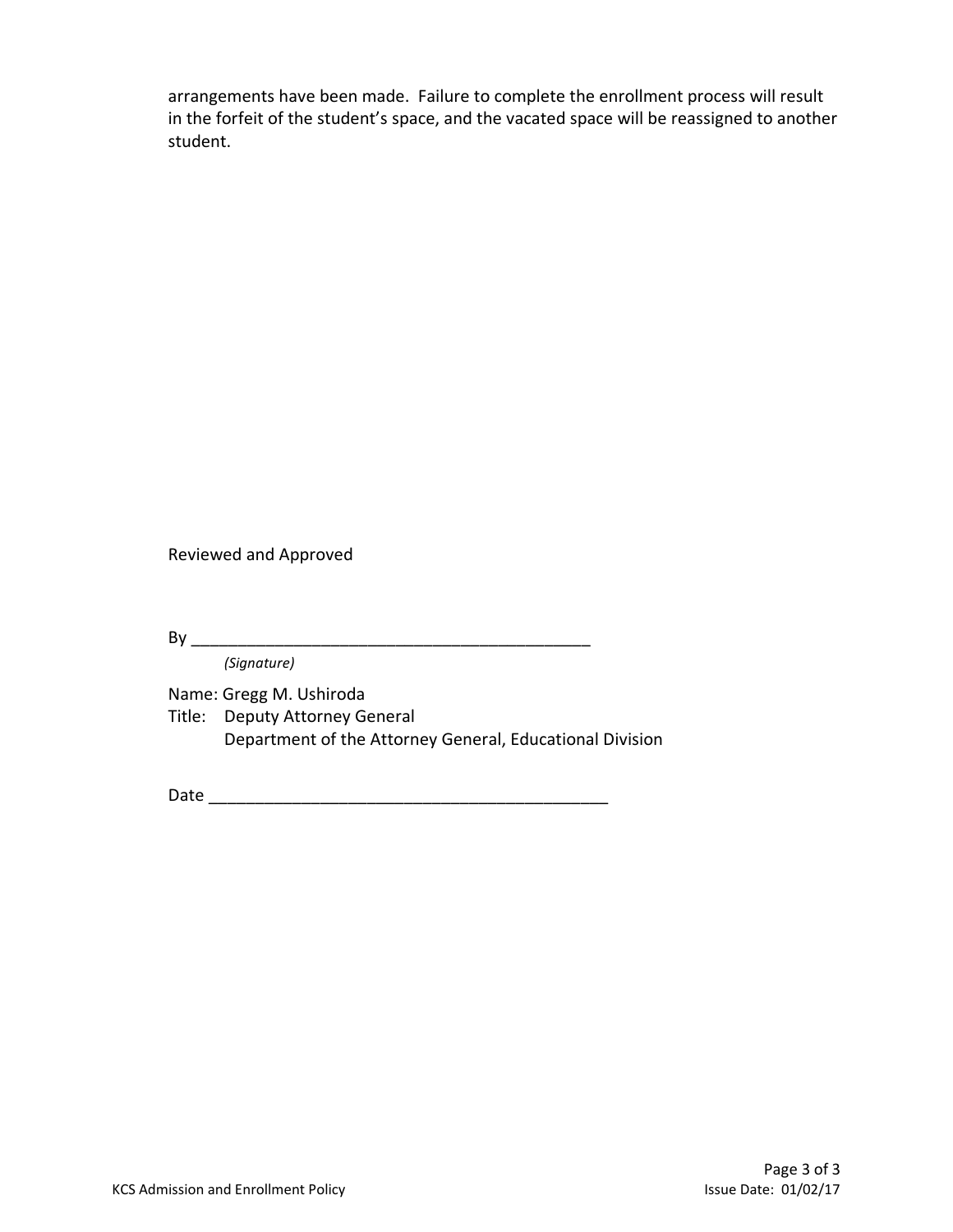arrangements have been made. Failure to complete the enrollment process will result in the forfeit of the student's space, and the vacated space will be reassigned to another student.

Reviewed and Approved

By ___________________________________________
*(Signature)*

Name: Gregg M. Ushiroda
Title: Deputy Attorney General
Department of the Attorney General, Educational Division

Date ___________________________________________